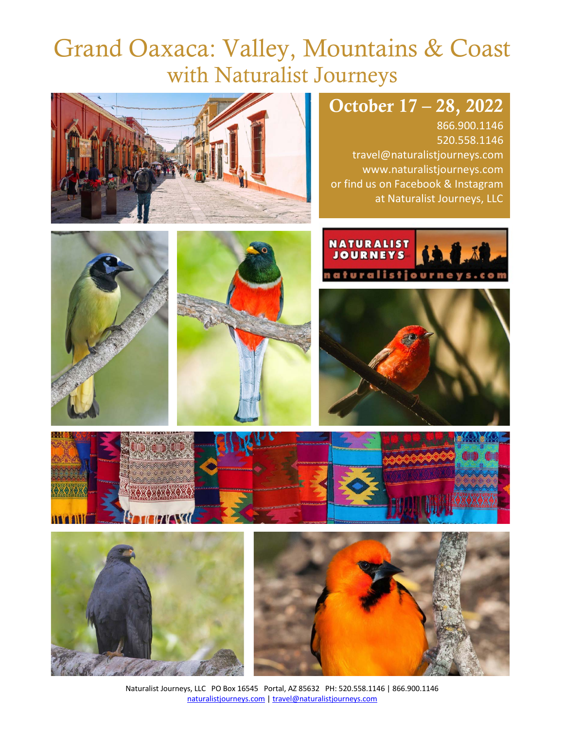# Grand Oaxaca: Valley, Mountains & Coast
## with Naturalist Journeys

## October 17 – 28, 2022

866.900.1146
520.558.1146
travel@naturalistjourneys.com
www.naturalistjourneys.com
or find us on Facebook & Instagram
at Naturalist Journeys, LLC

Naturalist Journeys, LLC PO Box 16545 Portal, AZ 85632 PH: 520.558.1146 | 866.900.1146
naturalistjourneys.com | travel@naturalistjourneys.com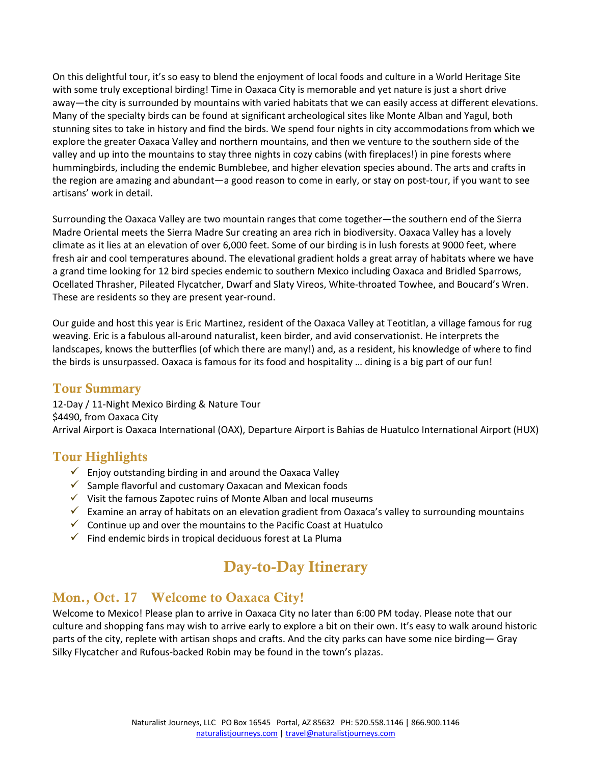On this delightful tour, it's so easy to blend the enjoyment of local foods and culture in a World Heritage Site with some truly exceptional birding! Time in Oaxaca City is memorable and yet nature is just a short drive away—the city is surrounded by mountains with varied habitats that we can easily access at different elevations. Many of the specialty birds can be found at significant archeological sites like Monte Alban and Yagul, both stunning sites to take in history and find the birds. We spend four nights in city accommodations from which we explore the greater Oaxaca Valley and northern mountains, and then we venture to the southern side of the valley and up into the mountains to stay three nights in cozy cabins (with fireplaces!) in pine forests where hummingbirds, including the endemic Bumblebee, and higher elevation species abound. The arts and crafts in the region are amazing and abundant—a good reason to come in early, or stay on post-tour, if you want to see artisans' work in detail.

Surrounding the Oaxaca Valley are two mountain ranges that come together—the southern end of the Sierra Madre Oriental meets the Sierra Madre Sur creating an area rich in biodiversity. Oaxaca Valley has a lovely climate as it lies at an elevation of over 6,000 feet. Some of our birding is in lush forests at 9000 feet, where fresh air and cool temperatures abound. The elevational gradient holds a great array of habitats where we have a grand time looking for 12 bird species endemic to southern Mexico including Oaxaca and Bridled Sparrows, Ocellated Thrasher, Pileated Flycatcher, Dwarf and Slaty Vireos, White-throated Towhee, and Boucard's Wren. These are residents so they are present year-round.

Our guide and host this year is Eric Martinez, resident of the Oaxaca Valley at Teotitlan, a village famous for rug weaving. Eric is a fabulous all-around naturalist, keen birder, and avid conservationist. He interprets the landscapes, knows the butterflies (of which there are many!) and, as a resident, his knowledge of where to find the birds is unsurpassed. Oaxaca is famous for its food and hospitality … dining is a big part of our fun!

## Tour Summary

12-Day / 11-Night Mexico Birding & Nature Tour
$4490, from Oaxaca City
Arrival Airport is Oaxaca International (OAX), Departure Airport is Bahias de Huatulco International Airport (HUX)

## Tour Highlights

- ✓ Enjoy outstanding birding in and around the Oaxaca Valley
- ✓ Sample flavorful and customary Oaxacan and Mexican foods
- ✓ Visit the famous Zapotec ruins of Monte Alban and local museums
- ✓ Examine an array of habitats on an elevation gradient from Oaxaca's valley to surrounding mountains
- ✓ Continue up and over the mountains to the Pacific Coast at Huatulco
- ✓ Find endemic birds in tropical deciduous forest at La Pluma

# Day-to-Day Itinerary

## Mon., Oct. 17 Welcome to Oaxaca City!

Welcome to Mexico! Please plan to arrive in Oaxaca City no later than 6:00 PM today. Please note that our culture and shopping fans may wish to arrive early to explore a bit on their own. It's easy to walk around historic parts of the city, replete with artisan shops and crafts. And the city parks can have some nice birding— Gray Silky Flycatcher and Rufous-backed Robin may be found in the town's plazas.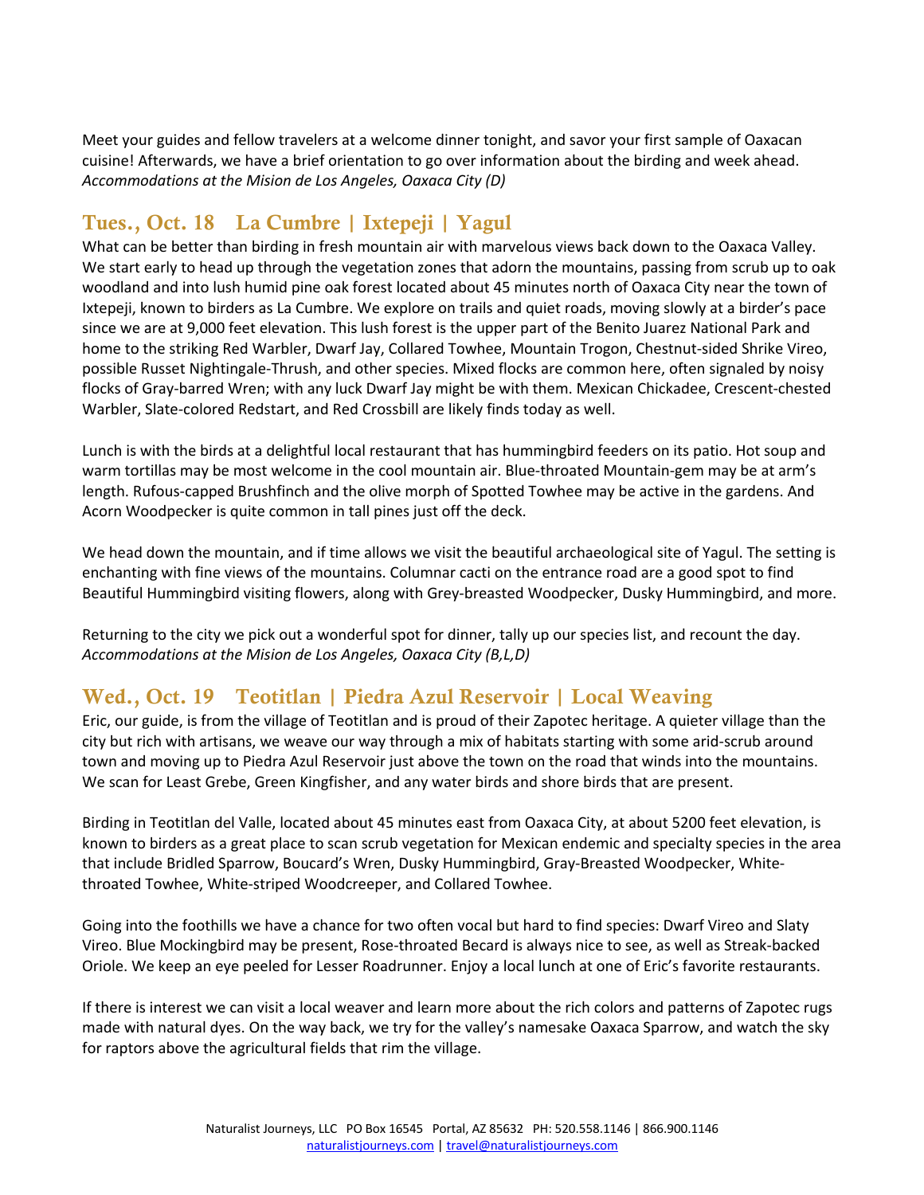Meet your guides and fellow travelers at a welcome dinner tonight, and savor your first sample of Oaxacan cuisine! Afterwards, we have a brief orientation to go over information about the birding and week ahead.
*Accommodations at the Mision de Los Angeles, Oaxaca City (D)*

## Tues., Oct. 18 La Cumbre | Ixtepeji | Yagul

What can be better than birding in fresh mountain air with marvelous views back down to the Oaxaca Valley. We start early to head up through the vegetation zones that adorn the mountains, passing from scrub up to oak woodland and into lush humid pine oak forest located about 45 minutes north of Oaxaca City near the town of Ixtepeji, known to birders as La Cumbre. We explore on trails and quiet roads, moving slowly at a birder's pace since we are at 9,000 feet elevation. This lush forest is the upper part of the Benito Juarez National Park and home to the striking Red Warbler, Dwarf Jay, Collared Towhee, Mountain Trogon, Chestnut-sided Shrike Vireo, possible Russet Nightingale-Thrush, and other species. Mixed flocks are common here, often signaled by noisy flocks of Gray-barred Wren; with any luck Dwarf Jay might be with them. Mexican Chickadee, Crescent-chested Warbler, Slate-colored Redstart, and Red Crossbill are likely finds today as well.

Lunch is with the birds at a delightful local restaurant that has hummingbird feeders on its patio. Hot soup and warm tortillas may be most welcome in the cool mountain air. Blue-throated Mountain-gem may be at arm's length. Rufous-capped Brushfinch and the olive morph of Spotted Towhee may be active in the gardens. And Acorn Woodpecker is quite common in tall pines just off the deck.

We head down the mountain, and if time allows we visit the beautiful archaeological site of Yagul. The setting is enchanting with fine views of the mountains. Columnar cacti on the entrance road are a good spot to find Beautiful Hummingbird visiting flowers, along with Grey-breasted Woodpecker, Dusky Hummingbird, and more.

Returning to the city we pick out a wonderful spot for dinner, tally up our species list, and recount the day.
*Accommodations at the Mision de Los Angeles, Oaxaca City (B,L,D)*

## Wed., Oct. 19 Teotitlan | Piedra Azul Reservoir | Local Weaving

Eric, our guide, is from the village of Teotitlan and is proud of their Zapotec heritage. A quieter village than the city but rich with artisans, we weave our way through a mix of habitats starting with some arid-scrub around town and moving up to Piedra Azul Reservoir just above the town on the road that winds into the mountains. We scan for Least Grebe, Green Kingfisher, and any water birds and shore birds that are present.

Birding in Teotitlan del Valle, located about 45 minutes east from Oaxaca City, at about 5200 feet elevation, is known to birders as a great place to scan scrub vegetation for Mexican endemic and specialty species in the area that include Bridled Sparrow, Boucard's Wren, Dusky Hummingbird, Gray-Breasted Woodpecker, White-throated Towhee, White-striped Woodcreeper, and Collared Towhee.

Going into the foothills we have a chance for two often vocal but hard to find species: Dwarf Vireo and Slaty Vireo. Blue Mockingbird may be present, Rose-throated Becard is always nice to see, as well as Streak-backed Oriole. We keep an eye peeled for Lesser Roadrunner. Enjoy a local lunch at one of Eric's favorite restaurants.

If there is interest we can visit a local weaver and learn more about the rich colors and patterns of Zapotec rugs made with natural dyes. On the way back, we try for the valley's namesake Oaxaca Sparrow, and watch the sky for raptors above the agricultural fields that rim the village.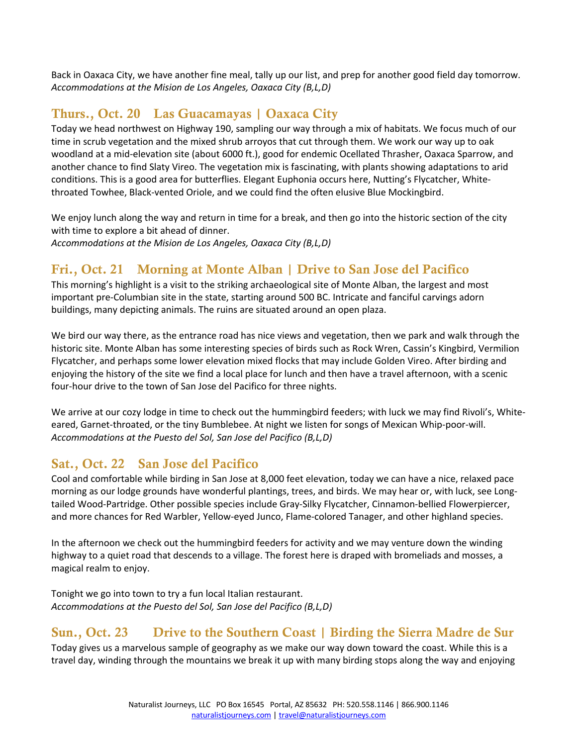Back in Oaxaca City, we have another fine meal, tally up our list, and prep for another good field day tomorrow.
*Accommodations at the Mision de Los Angeles, Oaxaca City (B,L,D)*

## Thurs., Oct. 20 Las Guacamayas | Oaxaca City

Today we head northwest on Highway 190, sampling our way through a mix of habitats. We focus much of our time in scrub vegetation and the mixed shrub arroyos that cut through them. We work our way up to oak woodland at a mid-elevation site (about 6000 ft.), good for endemic Ocellated Thrasher, Oaxaca Sparrow, and another chance to find Slaty Vireo. The vegetation mix is fascinating, with plants showing adaptations to arid conditions. This is a good area for butterflies. Elegant Euphonia occurs here, Nutting's Flycatcher, White-throated Towhee, Black-vented Oriole, and we could find the often elusive Blue Mockingbird.

We enjoy lunch along the way and return in time for a break, and then go into the historic section of the city with time to explore a bit ahead of dinner.
*Accommodations at the Mision de Los Angeles, Oaxaca City (B,L,D)*

## Fri., Oct. 21 Morning at Monte Alban | Drive to San Jose del Pacifico

This morning's highlight is a visit to the striking archaeological site of Monte Alban, the largest and most important pre-Columbian site in the state, starting around 500 BC. Intricate and fanciful carvings adorn buildings, many depicting animals. The ruins are situated around an open plaza.

We bird our way there, as the entrance road has nice views and vegetation, then we park and walk through the historic site. Monte Alban has some interesting species of birds such as Rock Wren, Cassin's Kingbird, Vermilion Flycatcher, and perhaps some lower elevation mixed flocks that may include Golden Vireo. After birding and enjoying the history of the site we find a local place for lunch and then have a travel afternoon, with a scenic four-hour drive to the town of San Jose del Pacifico for three nights.

We arrive at our cozy lodge in time to check out the hummingbird feeders; with luck we may find Rivoli's, White-eared, Garnet-throated, or the tiny Bumblebee. At night we listen for songs of Mexican Whip-poor-will.
*Accommodations at the Puesto del Sol, San Jose del Pacifico (B,L,D)*

## Sat., Oct. 22 San Jose del Pacifico

Cool and comfortable while birding in San Jose at 8,000 feet elevation, today we can have a nice, relaxed pace morning as our lodge grounds have wonderful plantings, trees, and birds. We may hear or, with luck, see Long-tailed Wood-Partridge. Other possible species include Gray-Silky Flycatcher, Cinnamon-bellied Flowerpiercer, and more chances for Red Warbler, Yellow-eyed Junco, Flame-colored Tanager, and other highland species.

In the afternoon we check out the hummingbird feeders for activity and we may venture down the winding highway to a quiet road that descends to a village. The forest here is draped with bromeliads and mosses, a magical realm to enjoy.

Tonight we go into town to try a fun local Italian restaurant.
*Accommodations at the Puesto del Sol, San Jose del Pacifico (B,L,D)*

## Sun., Oct. 23 Drive to the Southern Coast | Birding the Sierra Madre de Sur

Today gives us a marvelous sample of geography as we make our way down toward the coast. While this is a travel day, winding through the mountains we break it up with many birding stops along the way and enjoying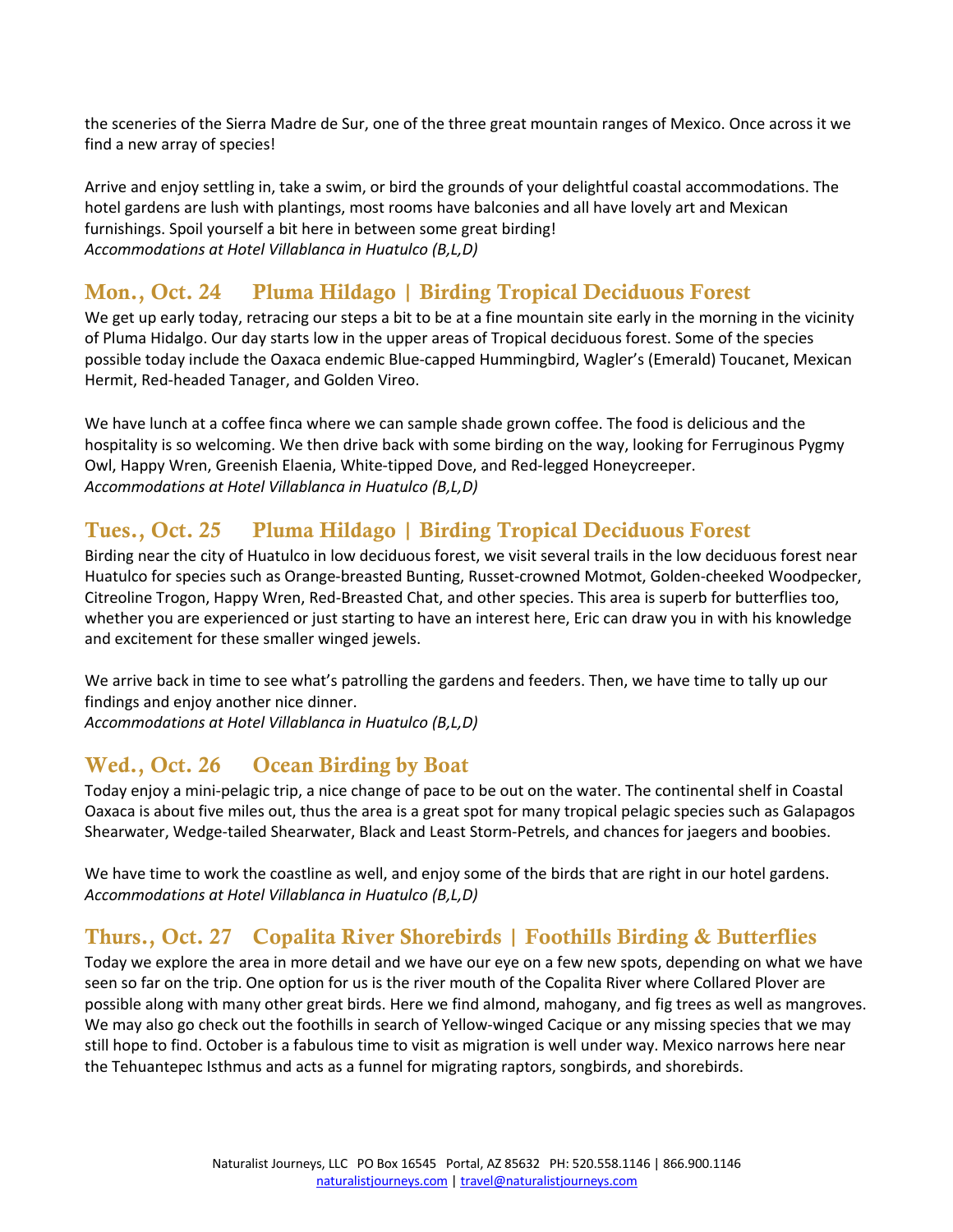the sceneries of the Sierra Madre de Sur, one of the three great mountain ranges of Mexico. Once across it we find a new array of species!

Arrive and enjoy settling in, take a swim, or bird the grounds of your delightful coastal accommodations. The hotel gardens are lush with plantings, most rooms have balconies and all have lovely art and Mexican furnishings. Spoil yourself a bit here in between some great birding!
*Accommodations at Hotel Villablanca in Huatulco (B,L,D)*

## Mon., Oct. 24 Pluma Hildago | Birding Tropical Deciduous Forest

We get up early today, retracing our steps a bit to be at a fine mountain site early in the morning in the vicinity of Pluma Hidalgo. Our day starts low in the upper areas of Tropical deciduous forest. Some of the species possible today include the Oaxaca endemic Blue-capped Hummingbird, Wagler's (Emerald) Toucanet, Mexican Hermit, Red-headed Tanager, and Golden Vireo.

We have lunch at a coffee finca where we can sample shade grown coffee. The food is delicious and the hospitality is so welcoming. We then drive back with some birding on the way, looking for Ferruginous Pygmy Owl, Happy Wren, Greenish Elaenia, White-tipped Dove, and Red-legged Honeycreeper.
*Accommodations at Hotel Villablanca in Huatulco (B,L,D)*

## Tues., Oct. 25 Pluma Hildago | Birding Tropical Deciduous Forest

Birding near the city of Huatulco in low deciduous forest, we visit several trails in the low deciduous forest near Huatulco for species such as Orange-breasted Bunting, Russet-crowned Motmot, Golden-cheeked Woodpecker, Citreoline Trogon, Happy Wren, Red-Breasted Chat, and other species. This area is superb for butterflies too, whether you are experienced or just starting to have an interest here, Eric can draw you in with his knowledge and excitement for these smaller winged jewels.

We arrive back in time to see what's patrolling the gardens and feeders. Then, we have time to tally up our findings and enjoy another nice dinner.
*Accommodations at Hotel Villablanca in Huatulco (B,L,D)*

## Wed., Oct. 26 Ocean Birding by Boat

Today enjoy a mini-pelagic trip, a nice change of pace to be out on the water. The continental shelf in Coastal Oaxaca is about five miles out, thus the area is a great spot for many tropical pelagic species such as Galapagos Shearwater, Wedge-tailed Shearwater, Black and Least Storm-Petrels, and chances for jaegers and boobies.

We have time to work the coastline as well, and enjoy some of the birds that are right in our hotel gardens.
*Accommodations at Hotel Villablanca in Huatulco (B,L,D)*

## Thurs., Oct. 27 Copalita River Shorebirds | Foothills Birding & Butterflies

Today we explore the area in more detail and we have our eye on a few new spots, depending on what we have seen so far on the trip. One option for us is the river mouth of the Copalita River where Collared Plover are possible along with many other great birds. Here we find almond, mahogany, and fig trees as well as mangroves. We may also go check out the foothills in search of Yellow-winged Cacique or any missing species that we may still hope to find. October is a fabulous time to visit as migration is well under way. Mexico narrows here near the Tehuantepec Isthmus and acts as a funnel for migrating raptors, songbirds, and shorebirds.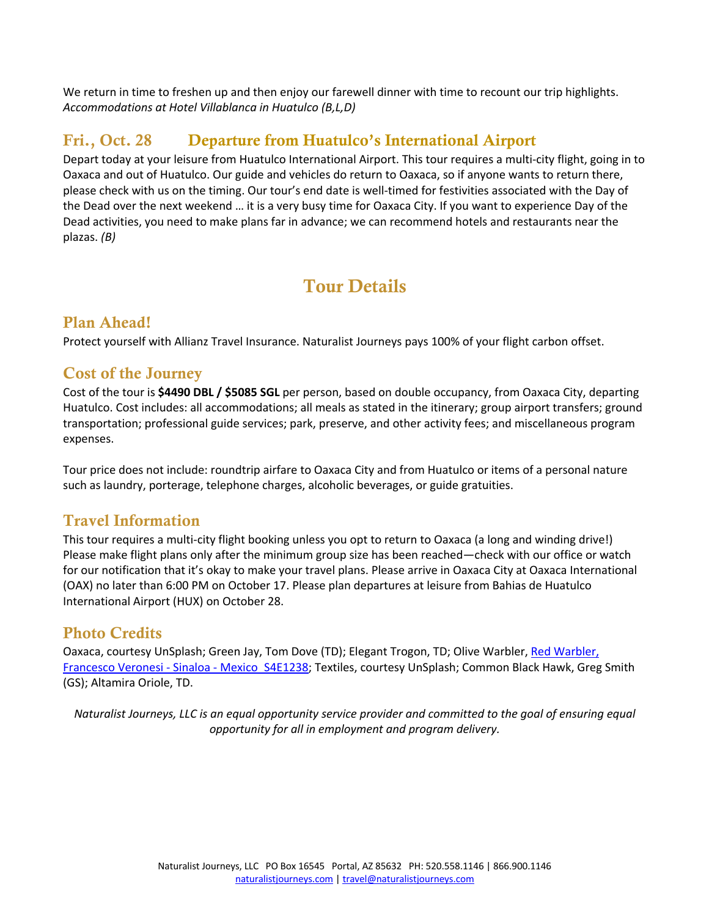We return in time to freshen up and then enjoy our farewell dinner with time to recount our trip highlights. *Accommodations at Hotel Villablanca in Huatulco (B,L,D)*

## Fri., Oct. 28 Departure from Huatulco's International Airport

Depart today at your leisure from Huatulco International Airport. This tour requires a multi-city flight, going in to Oaxaca and out of Huatulco. Our guide and vehicles do return to Oaxaca, so if anyone wants to return there, please check with us on the timing. Our tour's end date is well-timed for festivities associated with the Day of the Dead over the next weekend … it is a very busy time for Oaxaca City. If you want to experience Day of the Dead activities, you need to make plans far in advance; we can recommend hotels and restaurants near the plazas. *(B)*

# Tour Details

## Plan Ahead!

Protect yourself with Allianz Travel Insurance. Naturalist Journeys pays 100% of your flight carbon offset.

## Cost of the Journey

Cost of the tour is **$4490 DBL / $5085 SGL** per person, based on double occupancy, from Oaxaca City, departing Huatulco. Cost includes: all accommodations; all meals as stated in the itinerary; group airport transfers; ground transportation; professional guide services; park, preserve, and other activity fees; and miscellaneous program expenses.

Tour price does not include: roundtrip airfare to Oaxaca City and from Huatulco or items of a personal nature such as laundry, porterage, telephone charges, alcoholic beverages, or guide gratuities.

## Travel Information

This tour requires a multi-city flight booking unless you opt to return to Oaxaca (a long and winding drive!) Please make flight plans only after the minimum group size has been reached—check with our office or watch for our notification that it's okay to make your travel plans. Please arrive in Oaxaca City at Oaxaca International (OAX) no later than 6:00 PM on October 17. Please plan departures at leisure from Bahias de Huatulco International Airport (HUX) on October 28.

## Photo Credits

Oaxaca, courtesy UnSplash; Green Jay, Tom Dove (TD); Elegant Trogon, TD; Olive Warbler, Red Warbler, Francesco Veronesi - Sinaloa - Mexico_S4E1238; Textiles, courtesy UnSplash; Common Black Hawk, Greg Smith (GS); Altamira Oriole, TD.

*Naturalist Journeys, LLC is an equal opportunity service provider and committed to the goal of ensuring equal opportunity for all in employment and program delivery.*

Naturalist Journeys, LLC PO Box 16545 Portal, AZ 85632 PH: 520.558.1146 | 866.900.1146
naturalistjourneys.com | travel@naturalistjourneys.com